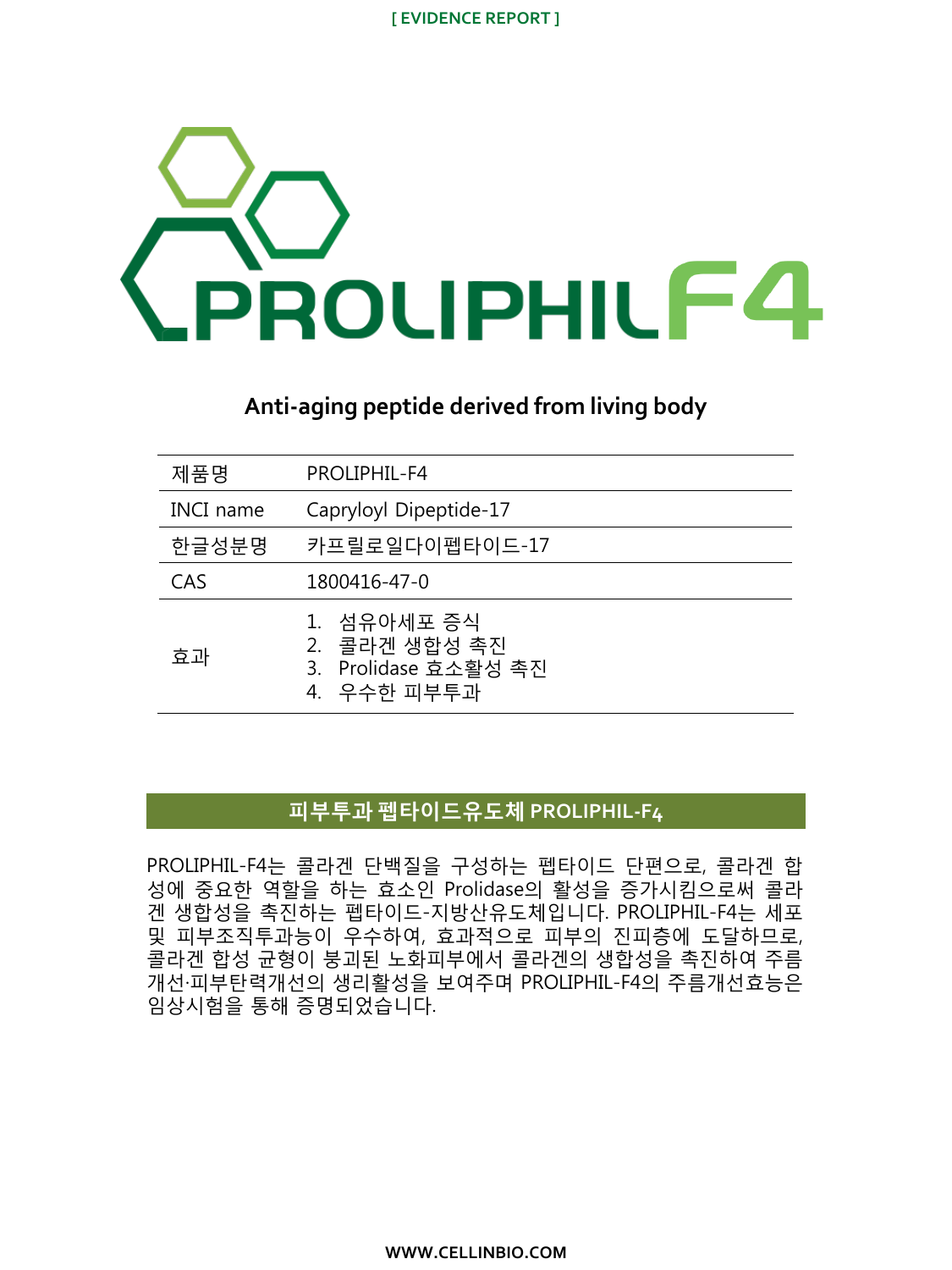[ EVIDENCE REPORT ]

# PROLIPHIL F4

## Anti-aging peptide derived from living body

| 제품명 | PROLIPHIL-F4 |
|---|---|
| INCI name | Capryloyl Dipeptide-17 |
| 한글성분명 | 카프릴로일다이펩타이드-17 |
| CAS | 1800416-47-0 |
| 효과 | 1. 섬유아세포 증식<br>2. 콜라겐 생합성 촉진<br>3. Prolidase 효소활성 촉진<br>4. 우수한 피부투과 |

## 피부투과 펩타이드유도체 PROLIPHIL-F4

PROLIPHIL-F4는 콜라겐 단백질을 구성하는 펩타이드 단편으로, 콜라겐 합성에 중요한 역할을 하는 효소인 Prolidase의 활성을 증가시킴으로써 콜라겐 생합성을 촉진하는 펩타이드-지방산유도체입니다. PROLIPHIL-F4는 세포 및 피부조직투과능이 우수하여, 효과적으로 피부의 진피층에 도달하므로, 콜라겐 합성 균형이 붕괴된 노화피부에서 콜라겐의 생합성을 촉진하여 주름개선·피부탄력개선의 생리활성을 보여주며 PROLIPHIL-F4의 주름개선효능은 임상시험을 통해 증명되었습니다.

WWW.CELLINBIO.COM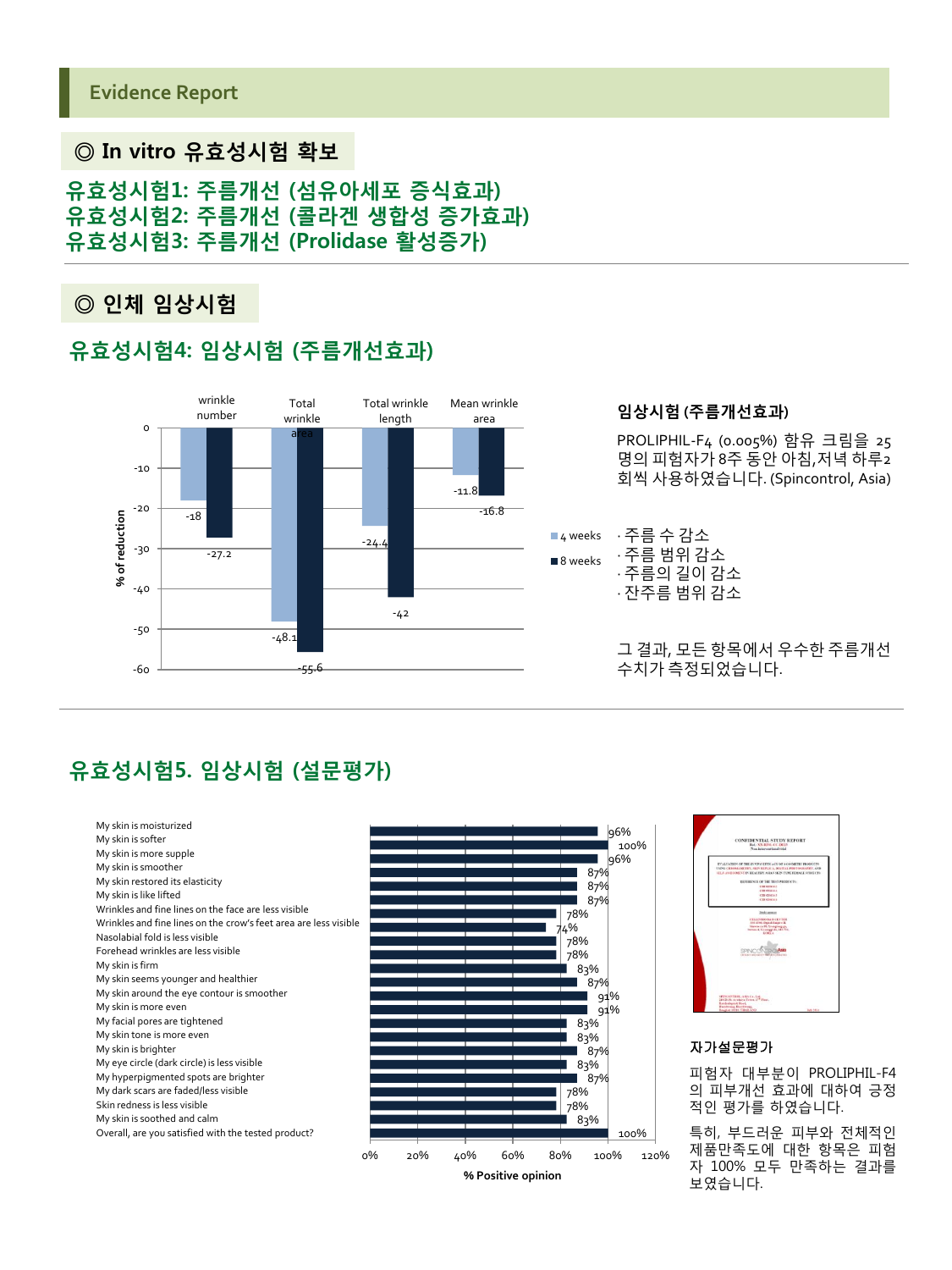## Evidence Report

### ◎ In vitro 유효성시험 확보

**유효성시험1: 주름개선 (섬유아세포 증식효과)**
**유효성시험2: 주름개선 (콜라겐 생합성 증가효과)**
**유효성시험3: 주름개선 (Prolidase 활성증가)**

### ◎ 인체 임상시험

## 유효성시험4: 임상시험 (주름개선효과)

wrinkle number
Total wrinkle area
Total wrinkle length
Mean wrinkle area

% of reduction

0
-10
-20
-30
-40
-50
-60

-18
-27.2
-48.1
-55.6
-24.4
-42
-11.8
-16.8

4 weeks
8 weeks

**임상시험 (주름개선효과)**

PROLIPHIL-F4 (0.005%) 함유 크림을 25명의 피험자가 8주 동안 아침,저녁 하루2회씩 사용하였습니다. (Spincontrol, Asia)

· 주름 수 감소
· 주름 범위 감소
· 주름의 길이 감소
· 잔주름 범위 감소

그 결과, 모든 항목에서 우수한 주름개선 수치가 측정되었습니다.

## 유효성시험5. 임상시험 (설문평가)

My skin is moisturized
My skin is softer
My skin is more supple
My skin is smoother
My skin restored its elasticity
My skin is like lifted
Wrinkles and fine lines on the face are less visible
Wrinkles and fine lines on the crow's feet area are less visible
Nasolabial fold is less visible
Forehead wrinkles are less visible
My skin is firm
My skin seems younger and healthier
My skin around the eye contour is smoother
My skin is more even
My facial pores are tightened
My skin tone is more even
My skin is brighter
My eye circle (dark circle) is less visible
My hyperpigmented spots are brighter
My dark scars are faded/less visible
Skin redness is less visible
My skin is soothed and calm
Overall, are you satisfied with the tested product?

96%
100%
96%
87%
87%
87%
78%
74%
78%
78%
83%
87%
91%
91%
83%
83%
87%
83%
87%
78%
78%
83%
100%

0% 20% 40% 60% 80% 100% 120%

% Positive opinion

CONFIDENTIAL STUDY REPORT

**자가설문평가**

피험자 대부분이 PROLIPHIL-F4의 피부개선 효과에 대하여 긍정적인 평가를 하였습니다.

특히, 부드러운 피부와 전체적인 제품만족도에 대한 항목은 피험자 100% 모두 만족하는 결과를 보였습니다.